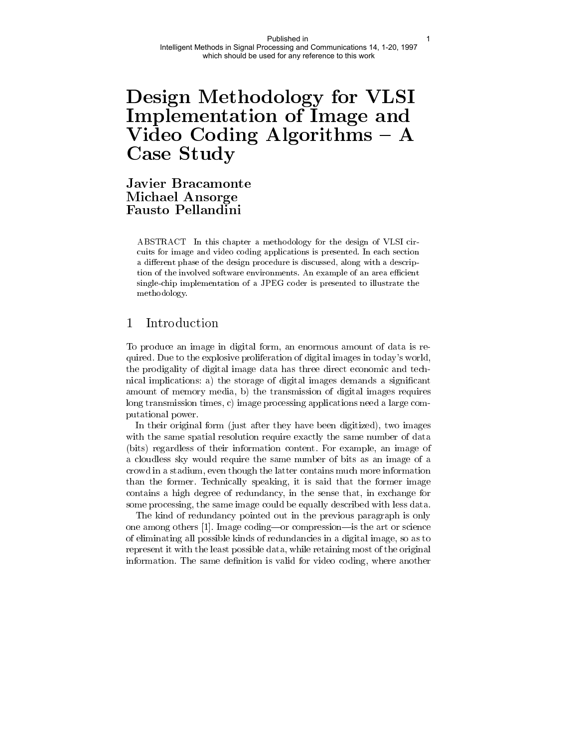# Design Methodology for VLSI Implementation of Image and Video Coding Algorithms – A Case Study

**Javier Bracamonte**
**Michael Ansorge**
**Fausto Pellandini**

ABSTRACT In this chapter a methodology for the design of VLSI circuits for image and video coding applications is presented. In each section a different phase of the design procedure is discussed, along with a description of the involved software environments. An example of an area efficient single-chip implementation of a JPEG coder is presented to illustrate the methodology.

## 1 Introduction

To produce an image in digital form, an enormous amount of data is required. Due to the explosive proliferation of digital images in today's world, the prodigality of digital image data has three direct economic and technical implications: a) the storage of digital images demands a significant amount of memory media, b) the transmission of digital images requires long transmission times, c) image processing applications need a large computational power.

In their original form (just after they have been digitized), two images with the same spatial resolution require exactly the same number of data (bits) regardless of their information content. For example, an image of a cloudless sky would require the same number of bits as an image of a crowd in a stadium, even though the latter contains much more information than the former. Technically speaking, it is said that the former image contains a high degree of redundancy, in the sense that, in exchange for some processing, the same image could be equally described with less data.

The kind of redundancy pointed out in the previous paragraph is only one among others [1]. Image coding—or compression—is the art or science of eliminating all possible kinds of redundancies in a digital image, so as to represent it with the least possible data, while retaining most of the original information. The same definition is valid for video coding, where another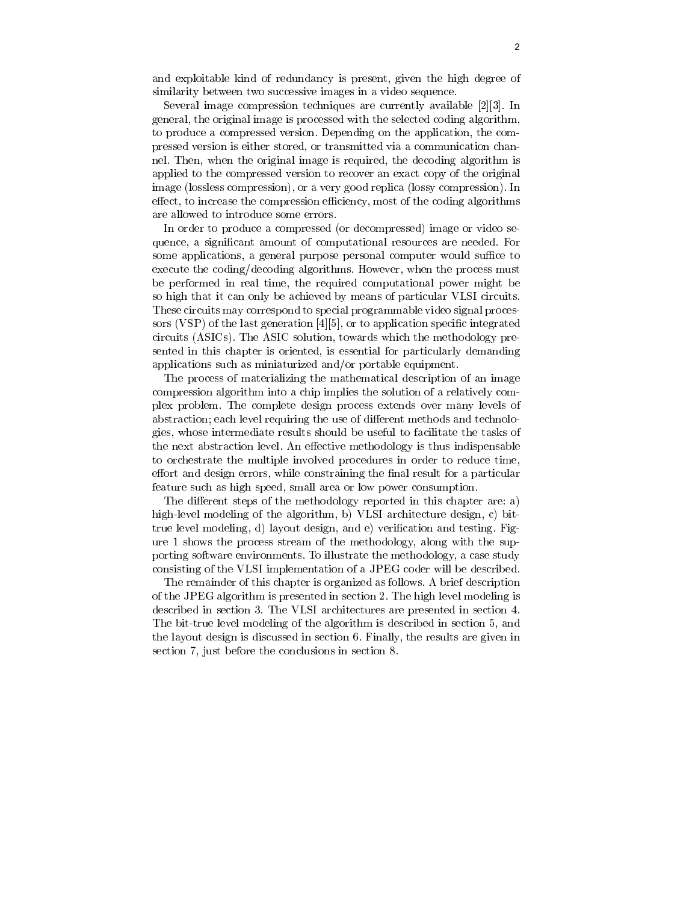and exploitable kind of redundancy is present, given the high degree of similarity between two successive images in a video sequence.

Several image compression techniques are currently available [2][3]. In general, the original image is processed with the selected coding algorithm, to produce a compressed version. Depending on the application, the compressed version is either stored, or transmitted via a communication channel. Then, when the original image is required, the decoding algorithm is applied to the compressed version to recover an exact copy of the original image (lossless compression), or a very good replica (lossy compression). In effect, to increase the compression efficiency, most of the coding algorithms are allowed to introduce some errors.

In order to produce a compressed (or decompressed) image or video sequence, a significant amount of computational resources are needed. For some applications, a general purpose personal computer would suffice to execute the coding/decoding algorithms. However, when the process must be performed in real time, the required computational power might be so high that it can only be achieved by means of particular VLSI circuits. These circuits may correspond to special programmable video signal processors (VSP) of the last generation [4][5], or to application specific integrated circuits (ASICs). The ASIC solution, towards which the methodology presented in this chapter is oriented, is essential for particularly demanding applications such as miniaturized and/or portable equipment.

The process of materializing the mathematical description of an image compression algorithm into a chip implies the solution of a relatively complex problem. The complete design process extends over many levels of abstraction; each level requiring the use of different methods and technologies, whose intermediate results should be useful to facilitate the tasks of the next abstraction level. An effective methodology is thus indispensable to orchestrate the multiple involved procedures in order to reduce time, effort and design errors, while constraining the final result for a particular feature such as high speed, small area or low power consumption.

The different steps of the methodology reported in this chapter are: a) high-level modeling of the algorithm, b) VLSI architecture design, c) bit-true level modeling, d) layout design, and e) verification and testing. Figure 1 shows the process stream of the methodology, along with the supporting software environments. To illustrate the methodology, a case study consisting of the VLSI implementation of a JPEG coder will be described.

The remainder of this chapter is organized as follows. A brief description of the JPEG algorithm is presented in section 2. The high level modeling is described in section 3. The VLSI architectures are presented in section 4. The bit-true level modeling of the algorithm is described in section 5, and the layout design is discussed in section 6. Finally, the results are given in section 7, just before the conclusions in section 8.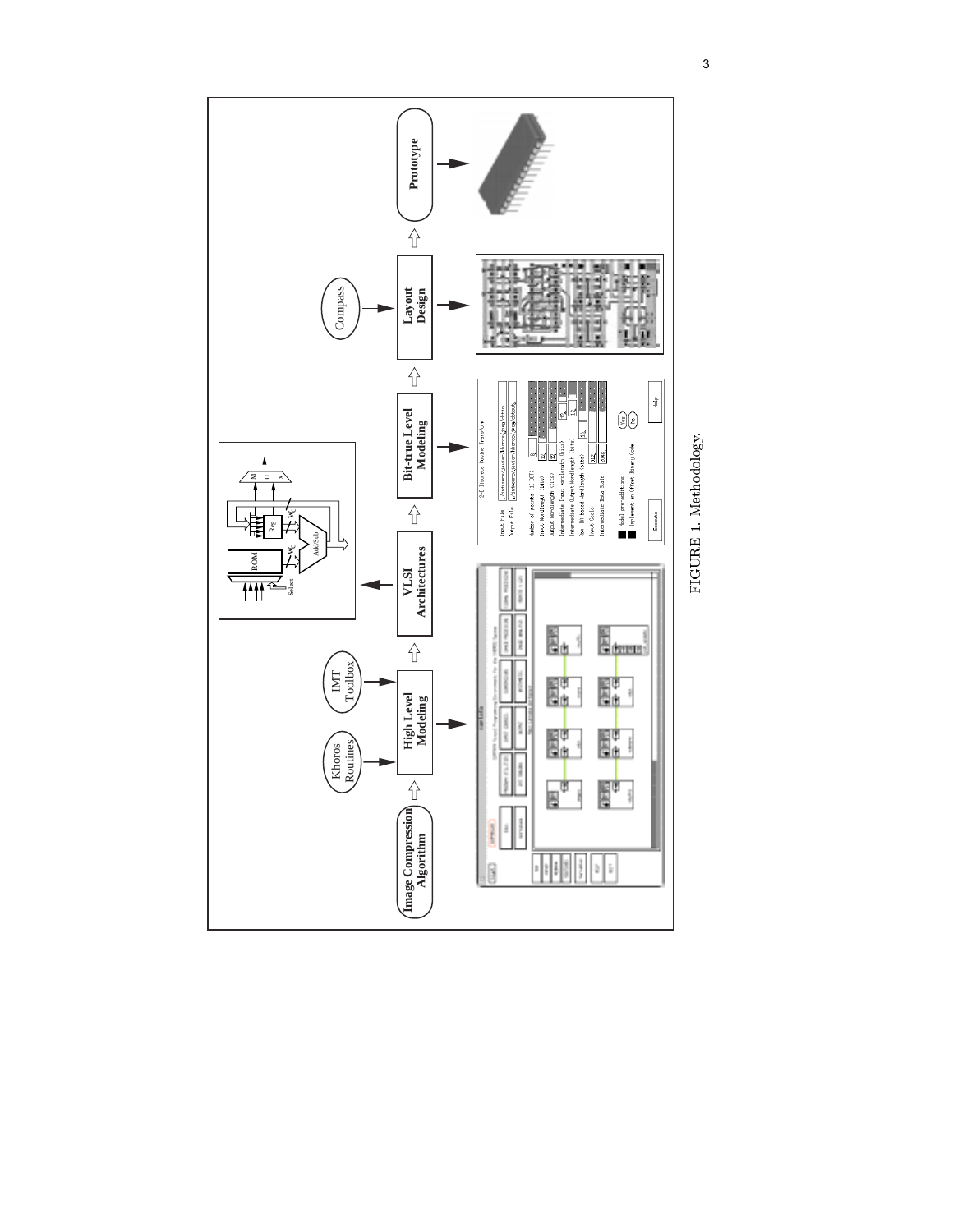FIGURE 1. Methodology.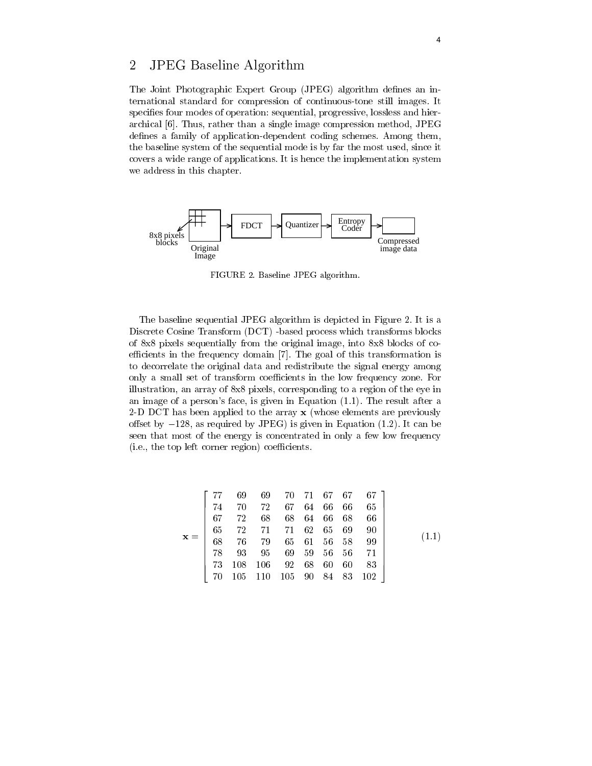## 2 JPEG Baseline Algorithm

The Joint Photographic Expert Group (JPEG) algorithm defines an international standard for compression of continuous-tone still images. It specifies four modes of operation: sequential, progressive, lossless and hierarchical [6]. Thus, rather than a single image compression method, JPEG defines a family of application-dependent coding schemes. Among them, the baseline system of the sequential mode is by far the most used, since it covers a wide range of applications. It is hence the implementation system we address in this chapter.

8x8 pixels blocks — Original Image → FDCT → Quantizer → Entropy Coder → Compressed image data

FIGURE 2. Baseline JPEG algorithm.

The baseline sequential JPEG algorithm is depicted in Figure 2. It is a Discrete Cosine Transform (DCT) -based process which transforms blocks of 8x8 pixels sequentially from the original image, into 8x8 blocks of coefficients in the frequency domain [7]. The goal of this transformation is to decorrelate the original data and redistribute the signal energy among only a small set of transform coefficients in the low frequency zone. For illustration, an array of 8x8 pixels, corresponding to a region of the eye in an image of a person's face, is given in Equation (1.1). The result after a 2-D DCT has been applied to the array $\mathbf{x}$ (whose elements are previously offset by $-128$, as required by JPEG) is given in Equation (1.2). It can be seen that most of the energy is concentrated in only a few low frequency (i.e., the top left corner region) coefficients.

$$
\mathbf{x} = \begin{bmatrix}
77 & 69 & 69 & 70 & 71 & 67 & 67 & 67 \\
74 & 70 & 72 & 67 & 64 & 66 & 66 & 65 \\
67 & 72 & 68 & 68 & 64 & 66 & 68 & 66 \\
65 & 72 & 71 & 71 & 62 & 65 & 69 & 90 \\
68 & 76 & 79 & 65 & 61 & 56 & 58 & 99 \\
78 & 93 & 95 & 69 & 59 & 56 & 56 & 71 \\
73 & 108 & 106 & 92 & 68 & 60 & 60 & 83 \\
70 & 105 & 110 & 105 & 90 & 84 & 83 & 102
\end{bmatrix} \tag{1.1}
$$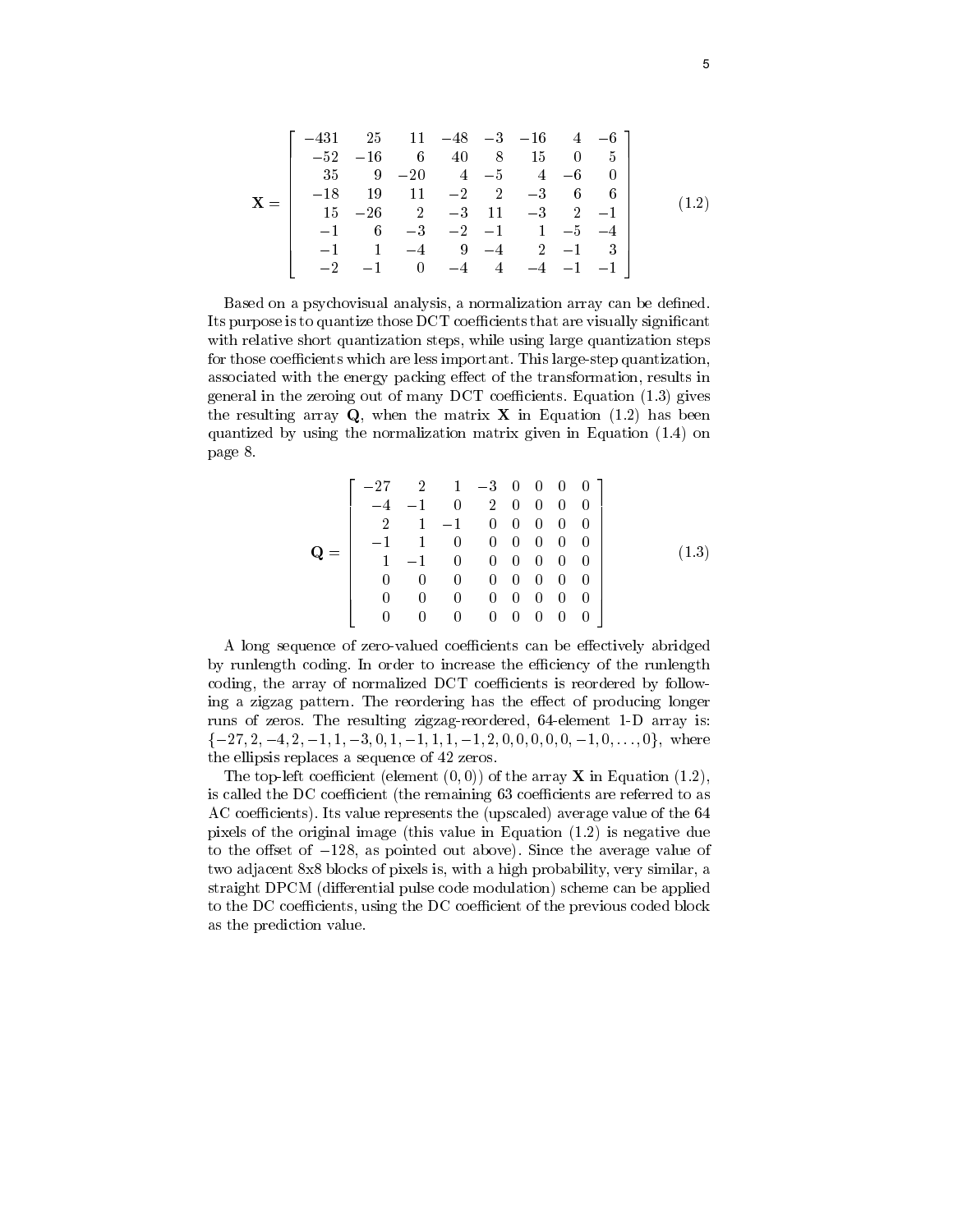$$\mathbf{X} = \begin{bmatrix} -431 & 25 & 11 & -48 & -3 & -16 & 4 & -6 \\ -52 & -16 & 6 & 40 & 8 & 15 & 0 & 5 \\ 35 & 9 & -20 & 4 & -5 & 4 & -6 & 0 \\ -18 & 19 & 11 & -2 & 2 & -3 & 6 & 6 \\ 15 & -26 & 2 & -3 & 11 & -3 & 2 & -1 \\ -1 & 6 & -3 & -2 & -1 & 1 & -5 & -4 \\ -1 & 1 & -4 & 9 & -4 & 2 & -1 & 3 \\ -2 & -1 & 0 & -4 & 4 & -4 & -1 & -1 \end{bmatrix} \tag{1.2}$$

Based on a psychovisual analysis, a normalization array can be defined. Its purpose is to quantize those DCT coefficients that are visually significant with relative short quantization steps, while using large quantization steps for those coefficients which are less important. This large-step quantization, associated with the energy packing effect of the transformation, results in general in the zeroing out of many DCT coefficients. Equation (1.3) gives the resulting array $\mathbf{Q}$, when the matrix $\mathbf{X}$ in Equation (1.2) has been quantized by using the normalization matrix given in Equation (1.4) on page 8.

$$\mathbf{Q} = \begin{bmatrix} -27 & 2 & 1 & -3 & 0 & 0 & 0 & 0 \\ -4 & -1 & 0 & 2 & 0 & 0 & 0 & 0 \\ 2 & 1 & -1 & 0 & 0 & 0 & 0 & 0 \\ -1 & 1 & 0 & 0 & 0 & 0 & 0 & 0 \\ 1 & -1 & 0 & 0 & 0 & 0 & 0 & 0 \\ 0 & 0 & 0 & 0 & 0 & 0 & 0 & 0 \\ 0 & 0 & 0 & 0 & 0 & 0 & 0 & 0 \\ 0 & 0 & 0 & 0 & 0 & 0 & 0 & 0 \end{bmatrix} \tag{1.3}$$

A long sequence of zero-valued coefficients can be effectively abridged by runlength coding. In order to increase the efficiency of the runlength coding, the array of normalized DCT coefficients is reordered by following a zigzag pattern. The reordering has the effect of producing longer runs of zeros. The resulting zigzag-reordered, 64-element 1-D array is: $\{-27, 2, -4, 2, -1, 1, -3, 0, 1, -1, 1, 1, -1, 2, 0, 0, 0, 0, 0, -1, 0, \ldots, 0\}$, where the ellipsis replaces a sequence of 42 zeros.

The top-left coefficient (element $(0, 0)$) of the array $\mathbf{X}$ in Equation (1.2), is called the DC coefficient (the remaining 63 coefficients are referred to as AC coefficients). Its value represents the (upscaled) average value of the 64 pixels of the original image (this value in Equation (1.2) is negative due to the offset of $-128$, as pointed out above). Since the average value of two adjacent 8x8 blocks of pixels is, with a high probability, very similar, a straight DPCM (differential pulse code modulation) scheme can be applied to the DC coefficients, using the DC coefficient of the previous coded block as the prediction value.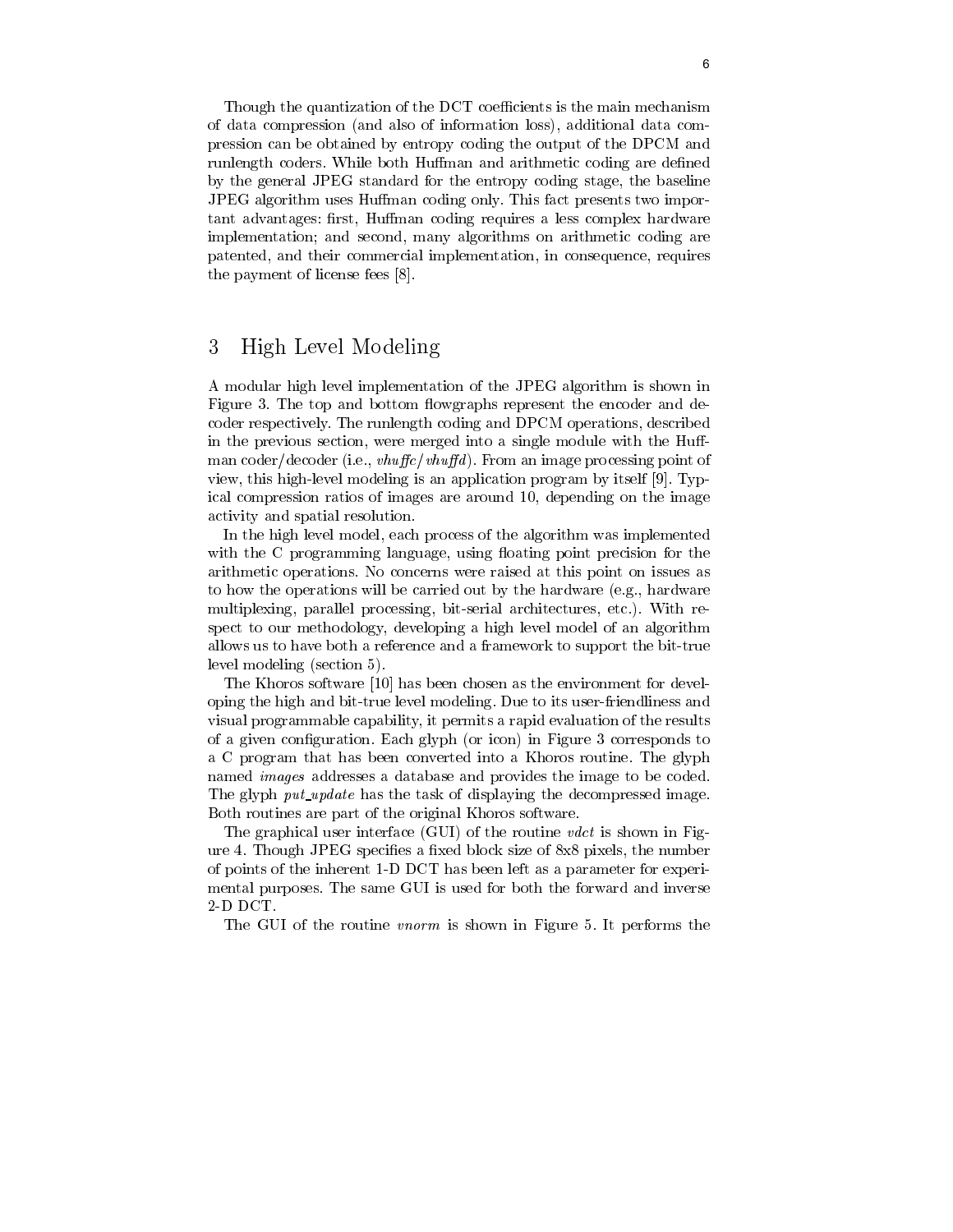Though the quantization of the DCT coefficients is the main mechanism of data compression (and also of information loss), additional data compression can be obtained by entropy coding the output of the DPCM and runlength coders. While both Huffman and arithmetic coding are defined by the general JPEG standard for the entropy coding stage, the baseline JPEG algorithm uses Huffman coding only. This fact presents two important advantages: first, Huffman coding requires a less complex hardware implementation; and second, many algorithms on arithmetic coding are patented, and their commercial implementation, in consequence, requires the payment of license fees [8].

## 3 High Level Modeling

A modular high level implementation of the JPEG algorithm is shown in Figure 3. The top and bottom flowgraphs represent the encoder and decoder respectively. The runlength coding and DPCM operations, described in the previous section, were merged into a single module with the Huffman coder/decoder (i.e., *vhuffc*/*vhuffd*). From an image processing point of view, this high-level modeling is an application program by itself [9]. Typical compression ratios of images are around 10, depending on the image activity and spatial resolution.

In the high level model, each process of the algorithm was implemented with the C programming language, using floating point precision for the arithmetic operations. No concerns were raised at this point on issues as to how the operations will be carried out by the hardware (e.g., hardware multiplexing, parallel processing, bit-serial architectures, etc.). With respect to our methodology, developing a high level model of an algorithm allows us to have both a reference and a framework to support the bit-true level modeling (section 5).

The Khoros software [10] has been chosen as the environment for developing the high and bit-true level modeling. Due to its user-friendliness and visual programmable capability, it permits a rapid evaluation of the results of a given configuration. Each glyph (or icon) in Figure 3 corresponds to a C program that has been converted into a Khoros routine. The glyph named *images* addresses a database and provides the image to be coded. The glyph *put_update* has the task of displaying the decompressed image. Both routines are part of the original Khoros software.

The graphical user interface (GUI) of the routine *vdct* is shown in Figure 4. Though JPEG specifies a fixed block size of 8x8 pixels, the number of points of the inherent 1-D DCT has been left as a parameter for experimental purposes. The same GUI is used for both the forward and inverse 2-D DCT.

The GUI of the routine *vnorm* is shown in Figure 5. It performs the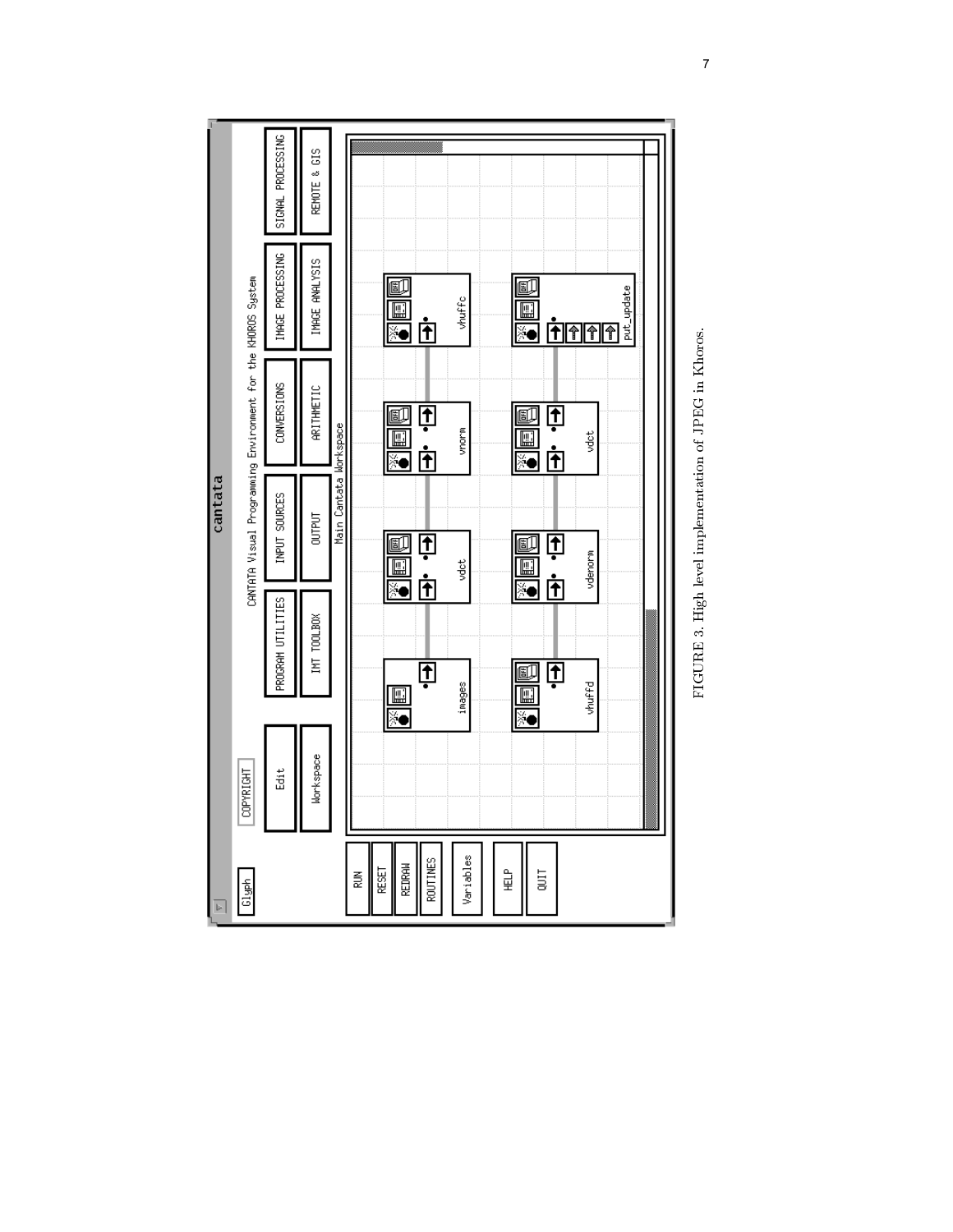FIGURE 3. High level implementation of JPEG in Khoros.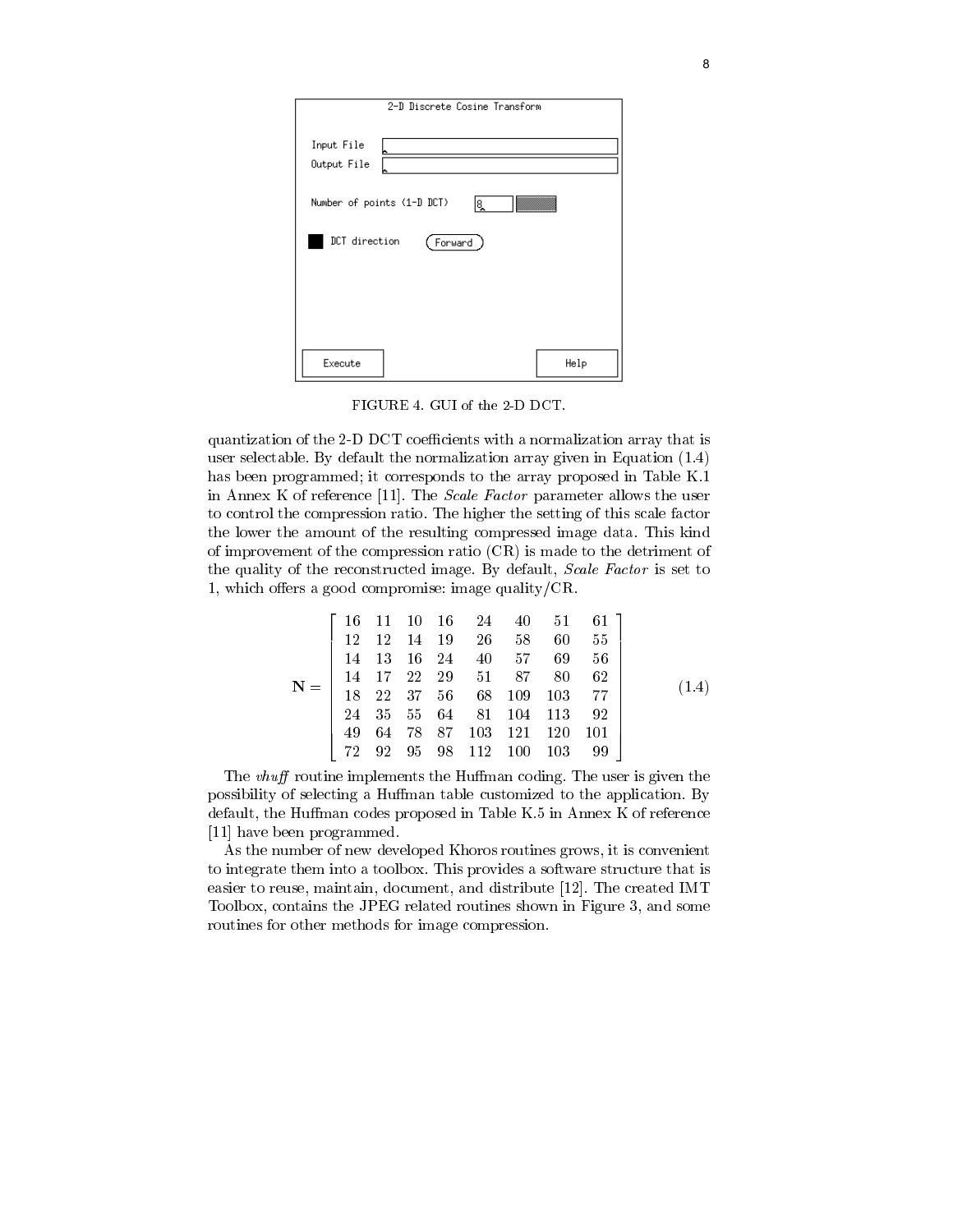2-D Discrete Cosine Transform

Input File

Output File

Number of points (1-D DCT) 8

DCT direction Forward

Execute Help

FIGURE 4. GUI of the 2-D DCT.

quantization of the 2-D DCT coefficients with a normalization array that is user selectable. By default the normalization array given in Equation (1.4) has been programmed; it corresponds to the array proposed in Table K.1 in Annex K of reference [11]. The *Scale Factor* parameter allows the user to control the compression ratio. The higher the setting of this scale factor the lower the amount of the resulting compressed image data. This kind of improvement of the compression ratio (CR) is made to the detriment of the quality of the reconstructed image. By default, *Scale Factor* is set to 1, which offers a good compromise: image quality/CR.

$$\mathbf{N} = \begin{bmatrix} 16 & 11 & 10 & 16 & 24 & 40 & 51 & 61 \\ 12 & 12 & 14 & 19 & 26 & 58 & 60 & 55 \\ 14 & 13 & 16 & 24 & 40 & 57 & 69 & 56 \\ 14 & 17 & 22 & 29 & 51 & 87 & 80 & 62 \\ 18 & 22 & 37 & 56 & 68 & 109 & 103 & 77 \\ 24 & 35 & 55 & 64 & 81 & 104 & 113 & 92 \\ 49 & 64 & 78 & 87 & 103 & 121 & 120 & 101 \\ 72 & 92 & 95 & 98 & 112 & 100 & 103 & 99 \end{bmatrix} \tag{1.4}$$

The *vhuff* routine implements the Huffman coding. The user is given the possibility of selecting a Huffman table customized to the application. By default, the Huffman codes proposed in Table K.5 in Annex K of reference [11] have been programmed.

As the number of new developed Khoros routines grows, it is convenient to integrate them into a toolbox. This provides a software structure that is easier to reuse, maintain, document, and distribute [12]. The created IMT Toolbox, contains the JPEG related routines shown in Figure 3, and some routines for other methods for image compression.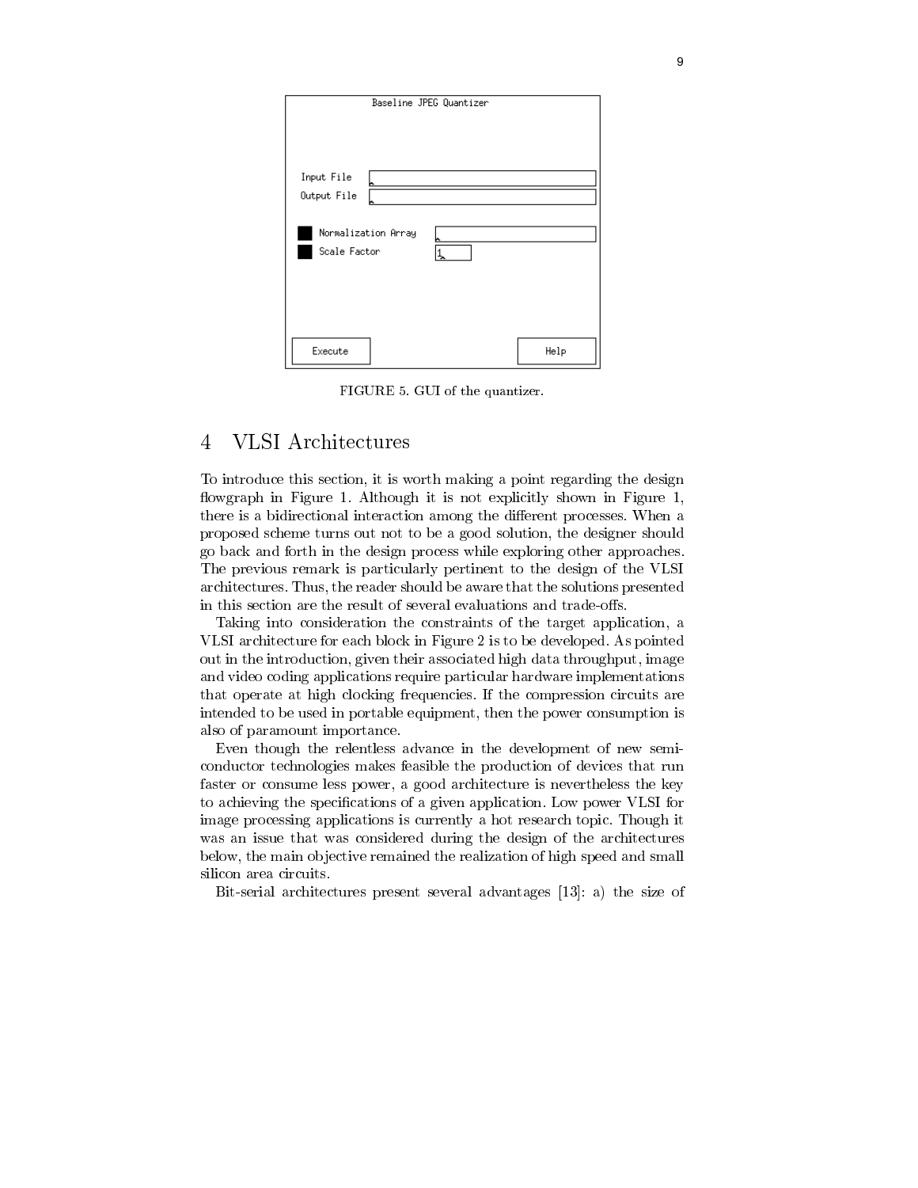FIGURE 5. GUI of the quantizer.

## 4 VLSI Architectures

To introduce this section, it is worth making a point regarding the design flowgraph in Figure 1. Although it is not explicitly shown in Figure 1, there is a bidirectional interaction among the different processes. When a proposed scheme turns out not to be a good solution, the designer should go back and forth in the design process while exploring other approaches. The previous remark is particularly pertinent to the design of the VLSI architectures. Thus, the reader should be aware that the solutions presented in this section are the result of several evaluations and trade-offs.

Taking into consideration the constraints of the target application, a VLSI architecture for each block in Figure 2 is to be developed. As pointed out in the introduction, given their associated high data throughput, image and video coding applications require particular hardware implementations that operate at high clocking frequencies. If the compression circuits are intended to be used in portable equipment, then the power consumption is also of paramount importance.

Even though the relentless advance in the development of new semiconductor technologies makes feasible the production of devices that run faster or consume less power, a good architecture is nevertheless the key to achieving the specifications of a given application. Low power VLSI for image processing applications is currently a hot research topic. Though it was an issue that was considered during the design of the architectures below, the main objective remained the realization of high speed and small silicon area circuits.

Bit-serial architectures present several advantages [13]: a) the size of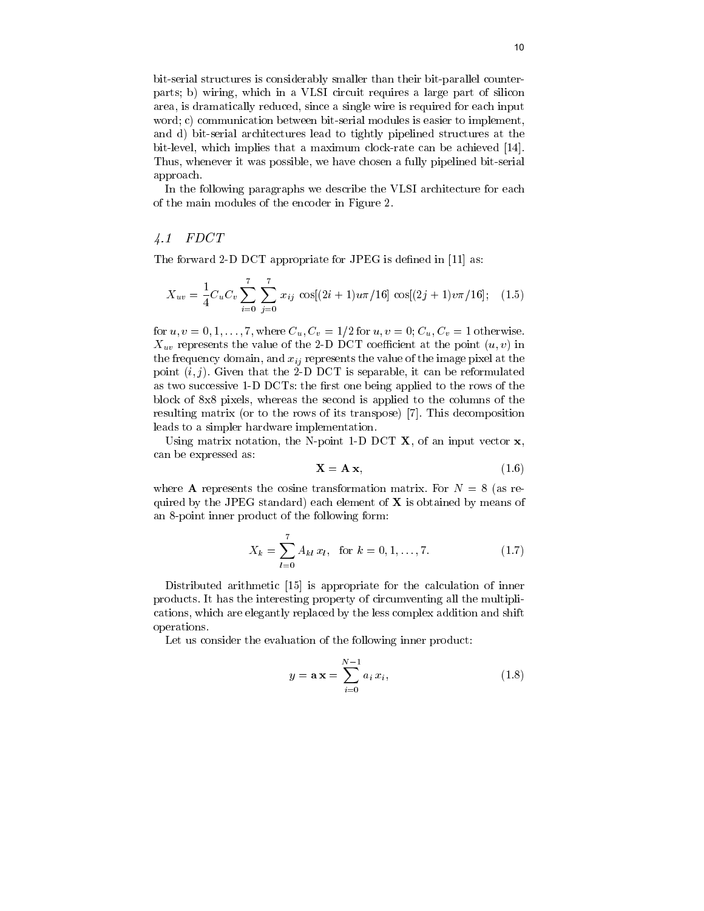bit-serial structures is considerably smaller than their bit-parallel counterparts; b) wiring, which in a VLSI circuit requires a large part of silicon area, is dramatically reduced, since a single wire is required for each input word; c) communication between bit-serial modules is easier to implement, and d) bit-serial architectures lead to tightly pipelined structures at the bit-level, which implies that a maximum clock-rate can be achieved [14]. Thus, whenever it was possible, we have chosen a fully pipelined bit-serial approach.

In the following paragraphs we describe the VLSI architecture for each of the main modules of the encoder in Figure 2.

### *4.1 FDCT*

The forward 2-D DCT appropriate for JPEG is defined in [11] as:

$$X_{uv} = \frac{1}{4} C_u C_v \sum_{i=0}^{7} \sum_{j=0}^{7} x_{ij} \, \cos[(2i+1)u\pi/16] \, \cos[(2j+1)v\pi/16]; \quad (1.5)$$

for $u, v = 0, 1, \ldots, 7$, where $C_u, C_v = 1/2$ for $u, v = 0$; $C_u, C_v = 1$ otherwise. $X_{uv}$ represents the value of the 2-D DCT coefficient at the point $(u, v)$ in the frequency domain, and $x_{ij}$ represents the value of the image pixel at the point $(i, j)$. Given that the 2-D DCT is separable, it can be reformulated as two successive 1-D DCTs: the first one being applied to the rows of the block of 8x8 pixels, whereas the second is applied to the columns of the resulting matrix (or to the rows of its transpose) [7]. This decomposition leads to a simpler hardware implementation.

Using matrix notation, the N-point 1-D DCT $\mathbf{X}$, of an input vector $\mathbf{x}$, can be expressed as:

$$\mathbf{X} = \mathbf{A}\,\mathbf{x}, \quad (1.6)$$

where $\mathbf{A}$ represents the cosine transformation matrix. For $N = 8$ (as required by the JPEG standard) each element of $\mathbf{X}$ is obtained by means of an 8-point inner product of the following form:

$$X_k = \sum_{l=0}^{7} A_{kl} \, x_l, \quad \text{for } k = 0, 1, \ldots, 7. \quad (1.7)$$

Distributed arithmetic [15] is appropriate for the calculation of inner products. It has the interesting property of circumventing all the multiplications, which are elegantly replaced by the less complex addition and shift operations.

Let us consider the evaluation of the following inner product:

$$y = \mathbf{a}\,\mathbf{x} = \sum_{i=0}^{N-1} a_i \, x_i, \quad (1.8)$$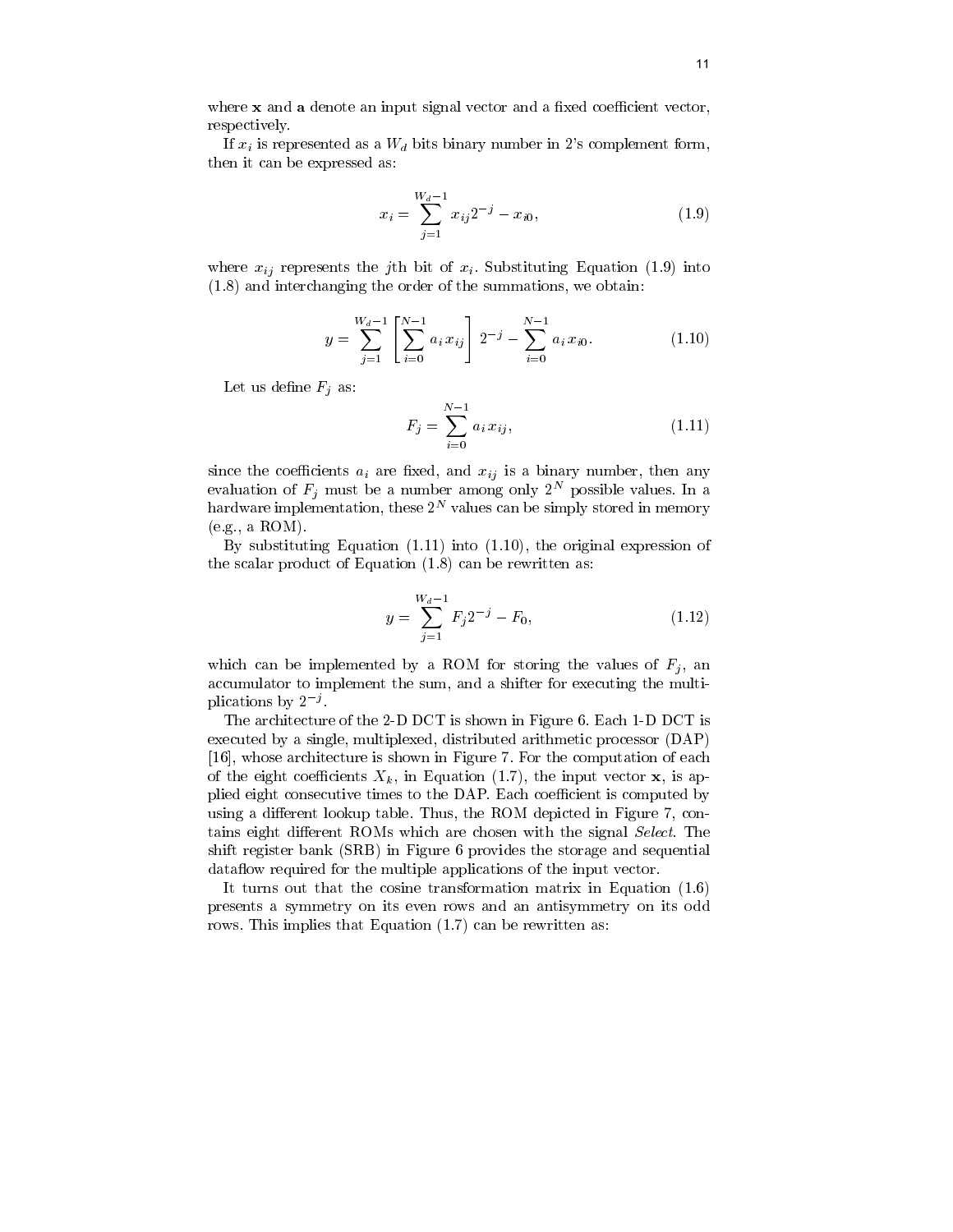where **x** and **a** denote an input signal vector and a fixed coefficient vector, respectively.

If $x_i$ is represented as a $W_d$ bits binary number in 2's complement form, then it can be expressed as:

$$x_i = \sum_{j=1}^{W_d - 1} x_{ij} 2^{-j} - x_{i0}, \tag{1.9}$$

where $x_{ij}$ represents the $j$th bit of $x_i$. Substituting Equation (1.9) into (1.8) and interchanging the order of the summations, we obtain:

$$y = \sum_{j=1}^{W_d - 1} \left[ \sum_{i=0}^{N-1} a_i x_{ij} \right] 2^{-j} - \sum_{i=0}^{N-1} a_i x_{i0}. \tag{1.10}$$

Let us define $F_j$ as:

$$F_j = \sum_{i=0}^{N-1} a_i x_{ij}, \tag{1.11}$$

since the coefficients $a_i$ are fixed, and $x_{ij}$ is a binary number, then any evaluation of $F_j$ must be a number among only $2^N$ possible values. In a hardware implementation, these $2^N$ values can be simply stored in memory (e.g., a ROM).

By substituting Equation (1.11) into (1.10), the original expression of the scalar product of Equation (1.8) can be rewritten as:

$$y = \sum_{j=1}^{W_d - 1} F_j 2^{-j} - F_0, \tag{1.12}$$

which can be implemented by a ROM for storing the values of $F_j$, an accumulator to implement the sum, and a shifter for executing the multiplications by $2^{-j}$.

The architecture of the 2-D DCT is shown in Figure 6. Each 1-D DCT is executed by a single, multiplexed, distributed arithmetic processor (DAP) [16], whose architecture is shown in Figure 7. For the computation of each of the eight coefficients $X_k$, in Equation (1.7), the input vector **x**, is applied eight consecutive times to the DAP. Each coefficient is computed by using a different lookup table. Thus, the ROM depicted in Figure 7, contains eight different ROMs which are chosen with the signal *Select*. The shift register bank (SRB) in Figure 6 provides the storage and sequential dataflow required for the multiple applications of the input vector.

It turns out that the cosine transformation matrix in Equation (1.6) presents a symmetry on its even rows and an antisymmetry on its odd rows. This implies that Equation (1.7) can be rewritten as: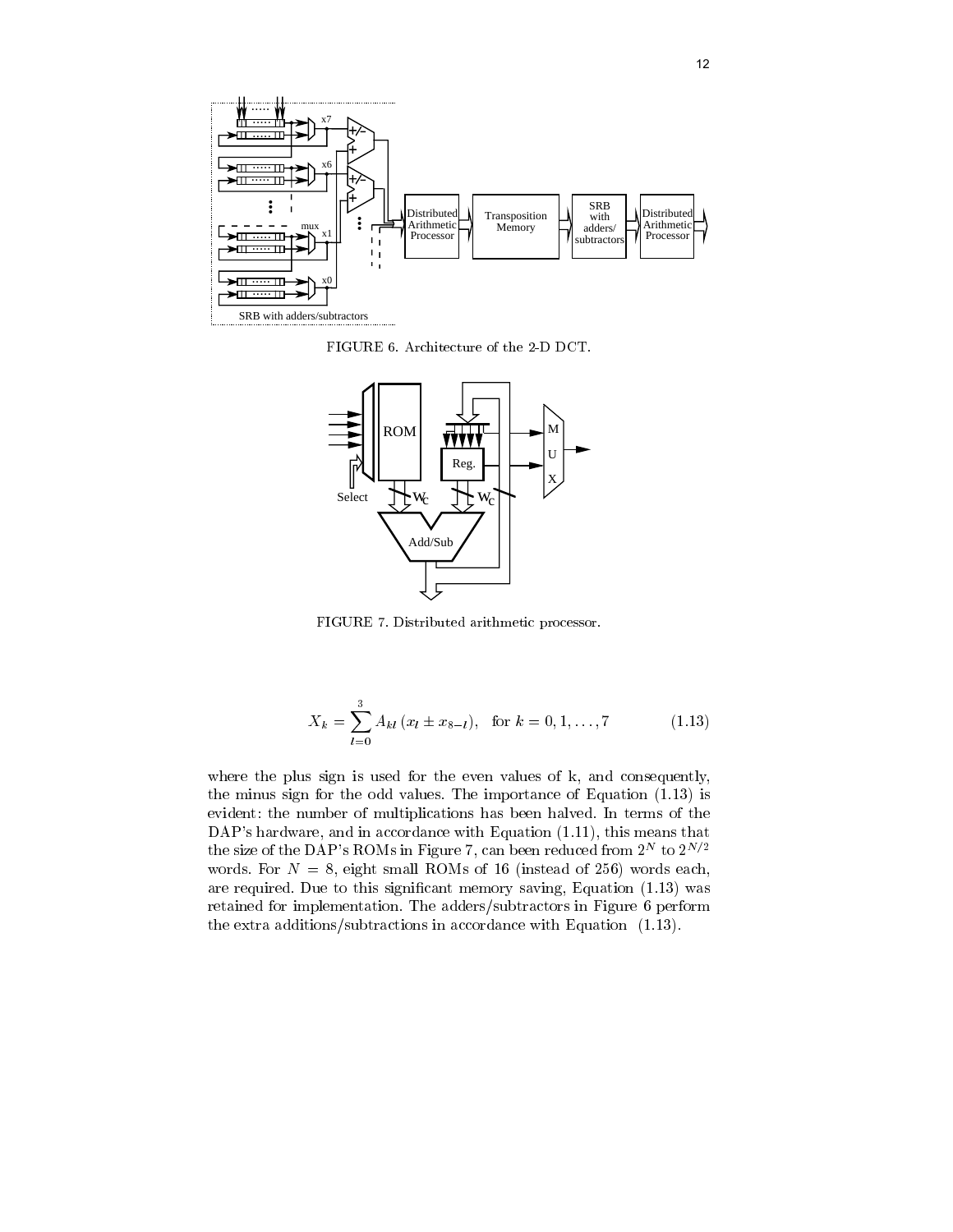FIGURE 6. Architecture of the 2-D DCT.

FIGURE 7. Distributed arithmetic processor.

$$X_k = \sum_{l=0}^{3} A_{kl}\,(x_l \pm x_{8-l}), \quad \text{for } k = 0, 1, \ldots, 7 \tag{1.13}$$

where the plus sign is used for the even values of k, and consequently, the minus sign for the odd values. The importance of Equation (1.13) is evident: the number of multiplications has been halved. In terms of the DAP's hardware, and in accordance with Equation (1.11), this means that the size of the DAP's ROMs in Figure 7, can been reduced from $2^N$ to $2^{N/2}$ words. For $N = 8$, eight small ROMs of 16 (instead of 256) words each, are required. Due to this significant memory saving, Equation (1.13) was retained for implementation. The adders/subtractors in Figure 6 perform the extra additions/subtractions in accordance with Equation (1.13).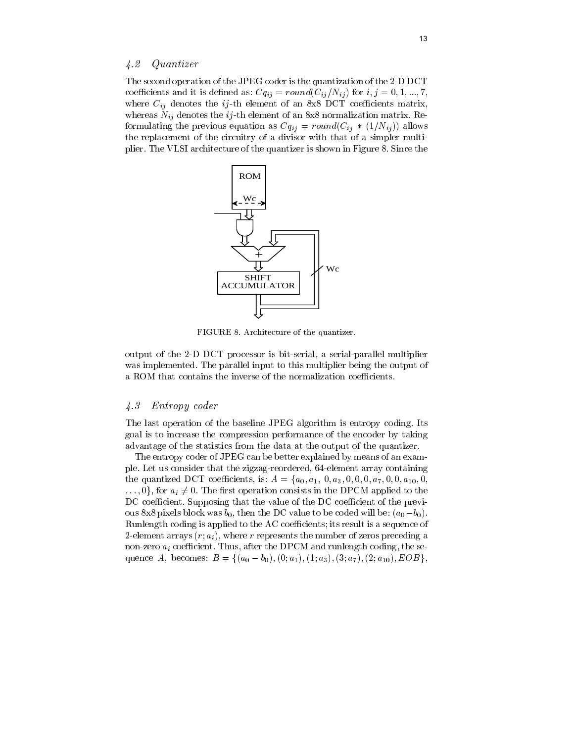### 4.2 Quantizer

The second operation of the JPEG coder is the quantization of the 2-D DCT coefficients and it is defined as: $Cq_{ij} = round(C_{ij}/N_{ij})$ for $i, j = 0, 1, ..., 7$, where $C_{ij}$ denotes the $ij$-th element of an 8x8 DCT coefficients matrix, whereas $N_{ij}$ denotes the $ij$-th element of an 8x8 normalization matrix. Reformulating the previous equation as $Cq_{ij} = round(C_{ij} * (1/N_{ij}))$ allows the replacement of the circuitry of a divisor with that of a simpler multiplier. The VLSI architecture of the quantizer is shown in Figure 8. Since the

FIGURE 8. Architecture of the quantizer.

output of the 2-D DCT processor is bit-serial, a serial-parallel multiplier was implemented. The parallel input to this multiplier being the output of a ROM that contains the inverse of the normalization coefficients.

### 4.3 Entropy coder

The last operation of the baseline JPEG algorithm is entropy coding. Its goal is to increase the compression performance of the encoder by taking advantage of the statistics from the data at the output of the quantizer.

The entropy coder of JPEG can be better explained by means of an example. Let us consider that the zigzag-reordered, 64-element array containing the quantized DCT coefficients, is: $A = \{a_0, a_1, 0, a_3, 0, 0, 0, a_7, 0, 0, a_{10}, 0, \ldots, 0\}$, for $a_i \neq 0$. The first operation consists in the DPCM applied to the DC coefficient. Supposing that the value of the DC coefficient of the previous 8x8 pixels block was $b_0$, then the DC value to be coded will be: $(a_0 - b_0)$. Runlength coding is applied to the AC coefficients; its result is a sequence of 2-element arrays $(r; a_i)$, where $r$ represents the number of zeros preceding a non-zero $a_i$ coefficient. Thus, after the DPCM and runlength coding, the sequence $A$, becomes: $B = \{(a_0 - b_0), (0; a_1), (1; a_3), (3; a_7), (2; a_{10}), EOB\}$,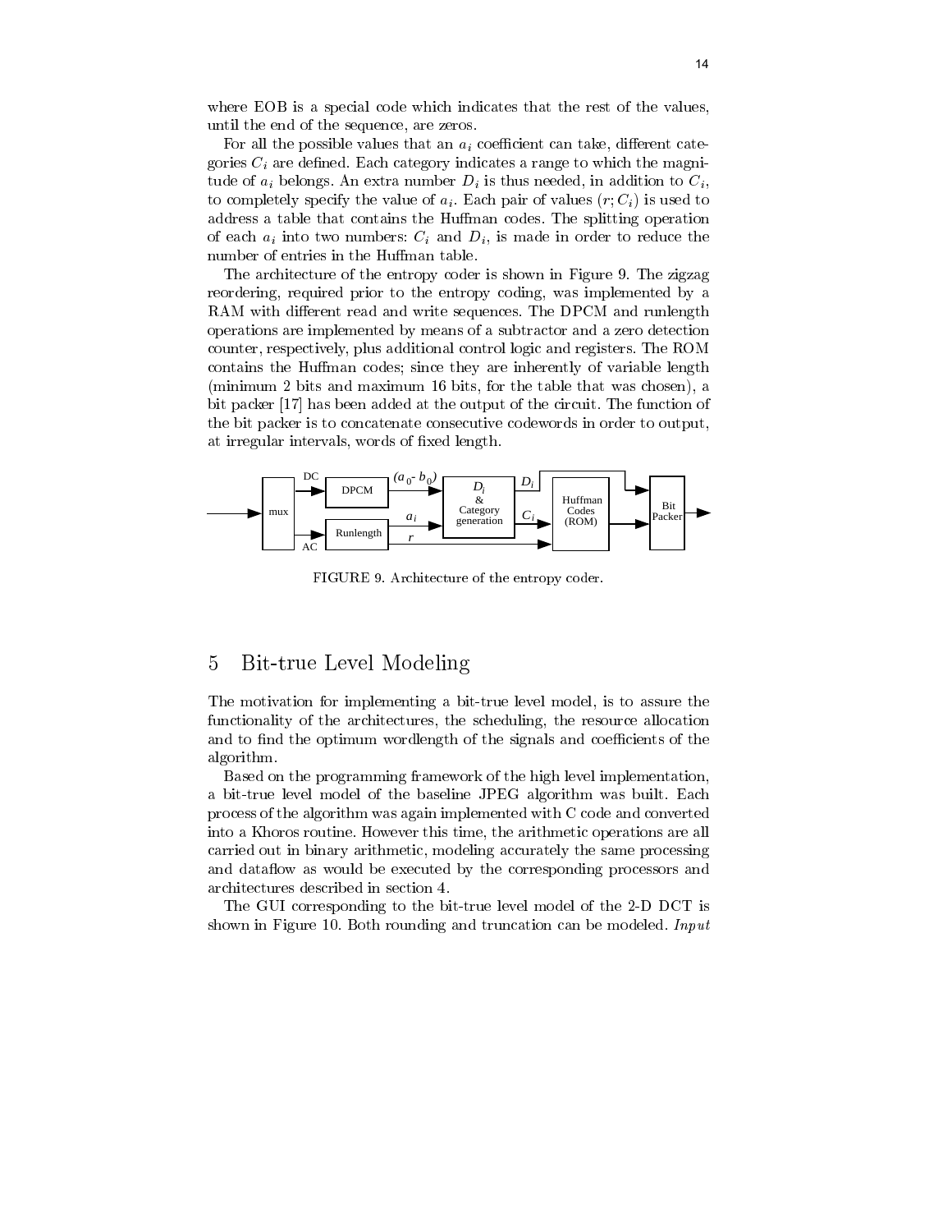where EOB is a special code which indicates that the rest of the values, until the end of the sequence, are zeros.

For all the possible values that an $a_i$ coefficient can take, different categories $C_i$ are defined. Each category indicates a range to which the magnitude of $a_i$ belongs. An extra number $D_i$ is thus needed, in addition to $C_i$, to completely specify the value of $a_i$. Each pair of values $(r; C_i)$ is used to address a table that contains the Huffman codes. The splitting operation of each $a_i$ into two numbers: $C_i$ and $D_i$, is made in order to reduce the number of entries in the Huffman table.

The architecture of the entropy coder is shown in Figure 9. The zigzag reordering, required prior to the entropy coding, was implemented by a RAM with different read and write sequences. The DPCM and runlength operations are implemented by means of a subtractor and a zero detection counter, respectively, plus additional control logic and registers. The ROM contains the Huffman codes; since they are inherently of variable length (minimum 2 bits and maximum 16 bits, for the table that was chosen), a bit packer [17] has been added at the output of the circuit. The function of the bit packer is to concatenate consecutive codewords in order to output, at irregular intervals, words of fixed length.

FIGURE 9. Architecture of the entropy coder.

## 5 Bit-true Level Modeling

The motivation for implementing a bit-true level model, is to assure the functionality of the architectures, the scheduling, the resource allocation and to find the optimum wordlength of the signals and coefficients of the algorithm.

Based on the programming framework of the high level implementation, a bit-true level model of the baseline JPEG algorithm was built. Each process of the algorithm was again implemented with C code and converted into a Khoros routine. However this time, the arithmetic operations are all carried out in binary arithmetic, modeling accurately the same processing and dataflow as would be executed by the corresponding processors and architectures described in section 4.

The GUI corresponding to the bit-true level model of the 2-D DCT is shown in Figure 10. Both rounding and truncation can be modeled. *Input*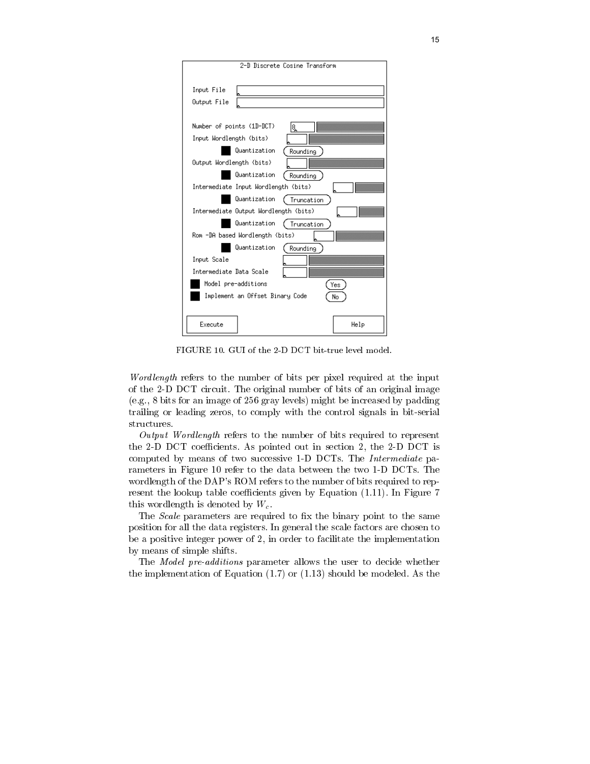2-D Discrete Cosine Transform

Input File

Output File

Number of points (1D-DCT) 8

Input Wordlength (bits)

Quantization Rounding

Output Wordlength (bits)

Quantization Rounding

Intermediate Input Wordlength (bits)

Quantization Truncation

Intermediate Output Wordlength (bits)

Quantization Truncation

Rom -DA based Wordlength (bits)

Quantization Rounding

Input Scale

Intermediate Data Scale

Model pre-additions Yes

Implement an Offset Binary Code No

Execute Help

FIGURE 10. GUI of the 2-D DCT bit-true level model.

*Wordlength* refers to the number of bits per pixel required at the input of the 2-D DCT circuit. The original number of bits of an original image (e.g., 8 bits for an image of 256 gray levels) might be increased by padding trailing or leading zeros, to comply with the control signals in bit-serial structures.

*Output Wordlength* refers to the number of bits required to represent the 2-D DCT coefficients. As pointed out in section 2, the 2-D DCT is computed by means of two successive 1-D DCTs. The *Intermediate* parameters in Figure 10 refer to the data between the two 1-D DCTs. The wordlength of the DAP's ROM refers to the number of bits required to represent the lookup table coefficients given by Equation (1.11). In Figure 7 this wordlength is denoted by $W_c$.

The *Scale* parameters are required to fix the binary point to the same position for all the data registers. In general the scale factors are chosen to be a positive integer power of 2, in order to facilitate the implementation by means of simple shifts.

The *Model pre-additions* parameter allows the user to decide whether the implementation of Equation (1.7) or (1.13) should be modeled. As the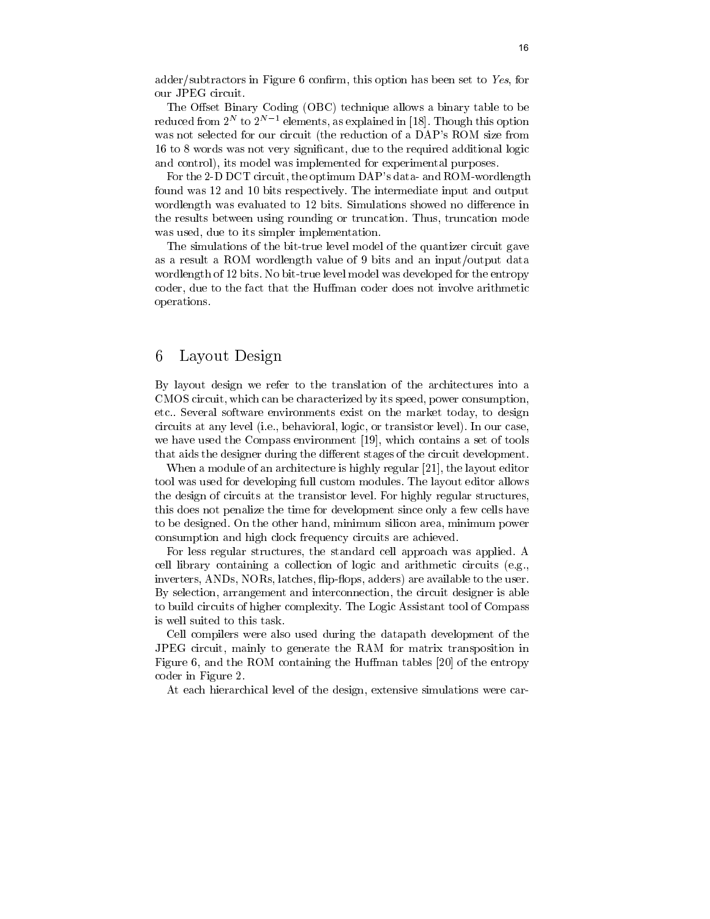adder/subtractors in Figure 6 confirm, this option has been set to *Yes*, for our JPEG circuit.

The Offset Binary Coding (OBC) technique allows a binary table to be reduced from $2^N$ to $2^{N-1}$ elements, as explained in [18]. Though this option was not selected for our circuit (the reduction of a DAP's ROM size from 16 to 8 words was not very significant, due to the required additional logic and control), its model was implemented for experimental purposes.

For the 2-D DCT circuit, the optimum DAP's data- and ROM-wordlength found was 12 and 10 bits respectively. The intermediate input and output wordlength was evaluated to 12 bits. Simulations showed no difference in the results between using rounding or truncation. Thus, truncation mode was used, due to its simpler implementation.

The simulations of the bit-true level model of the quantizer circuit gave as a result a ROM wordlength value of 9 bits and an input/output data wordlength of 12 bits. No bit-true level model was developed for the entropy coder, due to the fact that the Huffman coder does not involve arithmetic operations.

# 6 Layout Design

By layout design we refer to the translation of the architectures into a CMOS circuit, which can be characterized by its speed, power consumption, etc.. Several software environments exist on the market today, to design circuits at any level (i.e., behavioral, logic, or transistor level). In our case, we have used the Compass environment [19], which contains a set of tools that aids the designer during the different stages of the circuit development.

When a module of an architecture is highly regular [21], the layout editor tool was used for developing full custom modules. The layout editor allows the design of circuits at the transistor level. For highly regular structures, this does not penalize the time for development since only a few cells have to be designed. On the other hand, minimum silicon area, minimum power consumption and high clock frequency circuits are achieved.

For less regular structures, the standard cell approach was applied. A cell library containing a collection of logic and arithmetic circuits (e.g., inverters, ANDs, NORs, latches, flip-flops, adders) are available to the user. By selection, arrangement and interconnection, the circuit designer is able to build circuits of higher complexity. The Logic Assistant tool of Compass is well suited to this task.

Cell compilers were also used during the datapath development of the JPEG circuit, mainly to generate the RAM for matrix transposition in Figure 6, and the ROM containing the Huffman tables [20] of the entropy coder in Figure 2.

At each hierarchical level of the design, extensive simulations were car-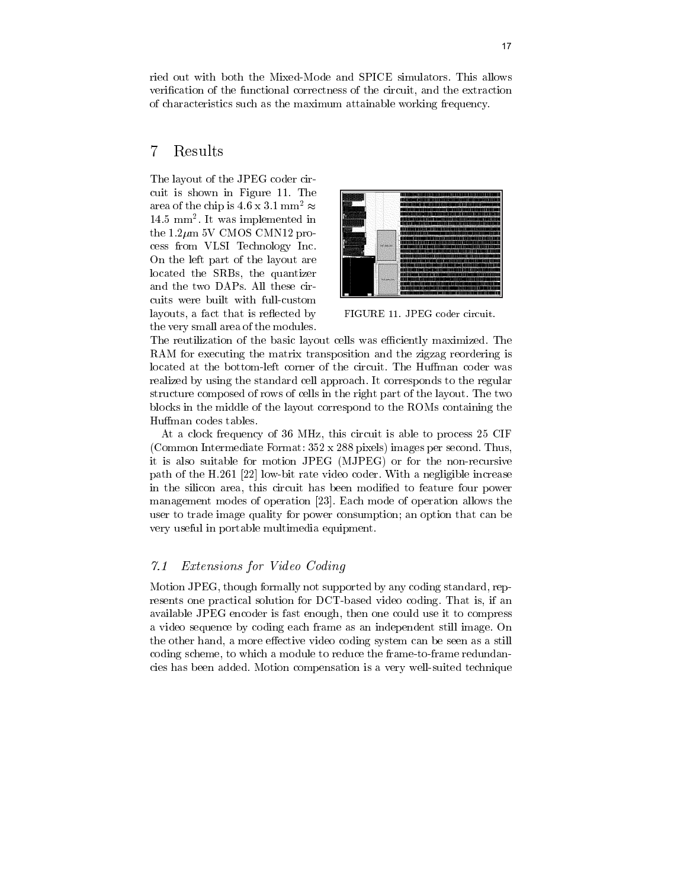ried out with both the Mixed-Mode and SPICE simulators. This allows verification of the functional correctness of the circuit, and the extraction of characteristics such as the maximum attainable working frequency.

## 7 Results

The layout of the JPEG coder circuit is shown in Figure 11. The area of the chip is 4.6 x 3.1 mm$^2$ $\approx$ 14.5 mm$^2$. It was implemented in the 1.2$\mu$m 5V CMOS CMN12 process from VLSI Technology Inc. On the left part of the layout are located the SRBs, the quantizer and the two DAPs. All these circuits were built with full-custom layouts, a fact that is reflected by the very small area of the modules. The reutilization of the basic layout cells was efficiently maximized. The RAM for executing the matrix transposition and the zigzag reordering is located at the bottom-left corner of the circuit. The Huffman coder was realized by using the standard cell approach. It corresponds to the regular structure composed of rows of cells in the right part of the layout. The two blocks in the middle of the layout correspond to the ROMs containing the Huffman codes tables.

FIGURE 11. JPEG coder circuit.

At a clock frequency of 36 MHz, this circuit is able to process 25 CIF (Common Intermediate Format: 352 x 288 pixels) images per second. Thus, it is also suitable for motion JPEG (MJPEG) or for the non-recursive path of the H.261 [22] low-bit rate video coder. With a negligible increase in the silicon area, this circuit has been modified to feature four power management modes of operation [23]. Each mode of operation allows the user to trade image quality for power consumption; an option that can be very useful in portable multimedia equipment.

### *7.1 Extensions for Video Coding*

Motion JPEG, though formally not supported by any coding standard, represents one practical solution for DCT-based video coding. That is, if an available JPEG encoder is fast enough, then one could use it to compress a video sequence by coding each frame as an independent still image. On the other hand, a more effective video coding system can be seen as a still coding scheme, to which a module to reduce the frame-to-frame redundancies has been added. Motion compensation is a very well-suited technique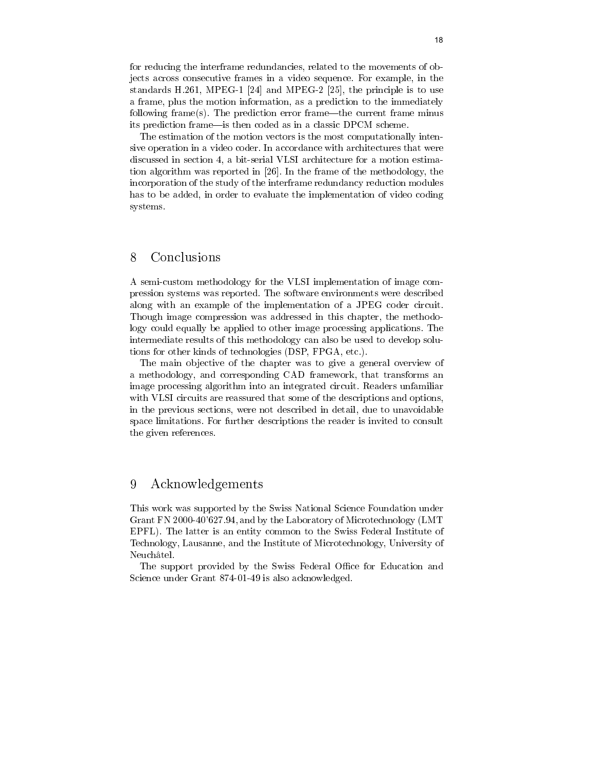for reducing the interframe redundancies, related to the movements of objects across consecutive frames in a video sequence. For example, in the standards H.261, MPEG-1 [24] and MPEG-2 [25], the principle is to use a frame, plus the motion information, as a prediction to the immediately following frame(s). The prediction error frame—the current frame minus its prediction frame—is then coded as in a classic DPCM scheme.

The estimation of the motion vectors is the most computationally intensive operation in a video coder. In accordance with architectures that were discussed in section 4, a bit-serial VLSI architecture for a motion estimation algorithm was reported in [26]. In the frame of the methodology, the incorporation of the study of the interframe redundancy reduction modules has to be added, in order to evaluate the implementation of video coding systems.

# 8 Conclusions

A semi-custom methodology for the VLSI implementation of image compression systems was reported. The software environments were described along with an example of the implementation of a JPEG coder circuit. Though image compression was addressed in this chapter, the methodology could equally be applied to other image processing applications. The intermediate results of this methodology can also be used to develop solutions for other kinds of technologies (DSP, FPGA, etc.).

The main objective of the chapter was to give a general overview of a methodology, and corresponding CAD framework, that transforms an image processing algorithm into an integrated circuit. Readers unfamiliar with VLSI circuits are reassured that some of the descriptions and options, in the previous sections, were not described in detail, due to unavoidable space limitations. For further descriptions the reader is invited to consult the given references.

# 9 Acknowledgements

This work was supported by the Swiss National Science Foundation under Grant FN 2000-40'627.94, and by the Laboratory of Microtechnology (LMT EPFL). The latter is an entity common to the Swiss Federal Institute of Technology, Lausanne, and the Institute of Microtechnology, University of Neuchâtel.

The support provided by the Swiss Federal Office for Education and Science under Grant 874-01-49 is also acknowledged.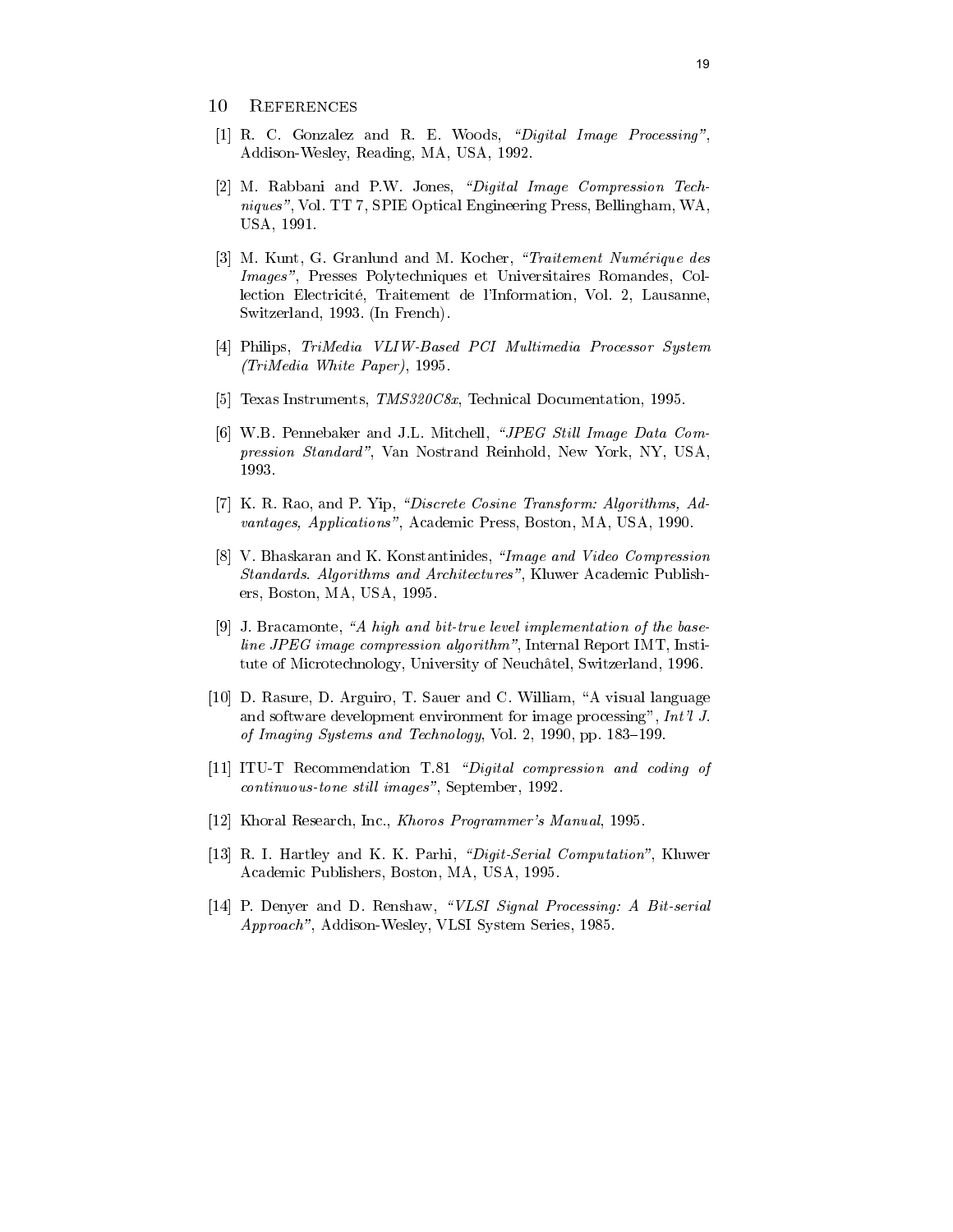## 10 References

[1] R. C. Gonzalez and R. E. Woods, *"Digital Image Processing"*, Addison-Wesley, Reading, MA, USA, 1992.

[2] M. Rabbani and P.W. Jones, *"Digital Image Compression Techniques"*, Vol. TT 7, SPIE Optical Engineering Press, Bellingham, WA, USA, 1991.

[3] M. Kunt, G. Granlund and M. Kocher, *"Traitement Numérique des Images"*, Presses Polytechniques et Universitaires Romandes, Collection Electricité, Traitement de l'Information, Vol. 2, Lausanne, Switzerland, 1993. (In French).

[4] Philips, *TriMedia VLIW-Based PCI Multimedia Processor System (TriMedia White Paper)*, 1995.

[5] Texas Instruments, *TMS320C8x*, Technical Documentation, 1995.

[6] W.B. Pennebaker and J.L. Mitchell, *"JPEG Still Image Data Compression Standard"*, Van Nostrand Reinhold, New York, NY, USA, 1993.

[7] K. R. Rao, and P. Yip, *"Discrete Cosine Transform: Algorithms, Advantages, Applications"*, Academic Press, Boston, MA, USA, 1990.

[8] V. Bhaskaran and K. Konstantinides, *"Image and Video Compression Standards. Algorithms and Architectures"*, Kluwer Academic Publishers, Boston, MA, USA, 1995.

[9] J. Bracamonte, *"A high and bit-true level implementation of the baseline JPEG image compression algorithm"*, Internal Report IMT, Institute of Microtechnology, University of Neuchâtel, Switzerland, 1996.

[10] D. Rasure, D. Arguiro, T. Sauer and C. William, "A visual language and software development environment for image processing", *Int'l J. of Imaging Systems and Technology*, Vol. 2, 1990, pp. 183–199.

[11] ITU-T Recommendation T.81 *"Digital compression and coding of continuous-tone still images"*, September, 1992.

[12] Khoral Research, Inc., *Khoros Programmer's Manual*, 1995.

[13] R. I. Hartley and K. K. Parhi, *"Digit-Serial Computation"*, Kluwer Academic Publishers, Boston, MA, USA, 1995.

[14] P. Denyer and D. Renshaw, *"VLSI Signal Processing: A Bit-serial Approach"*, Addison-Wesley, VLSI System Series, 1985.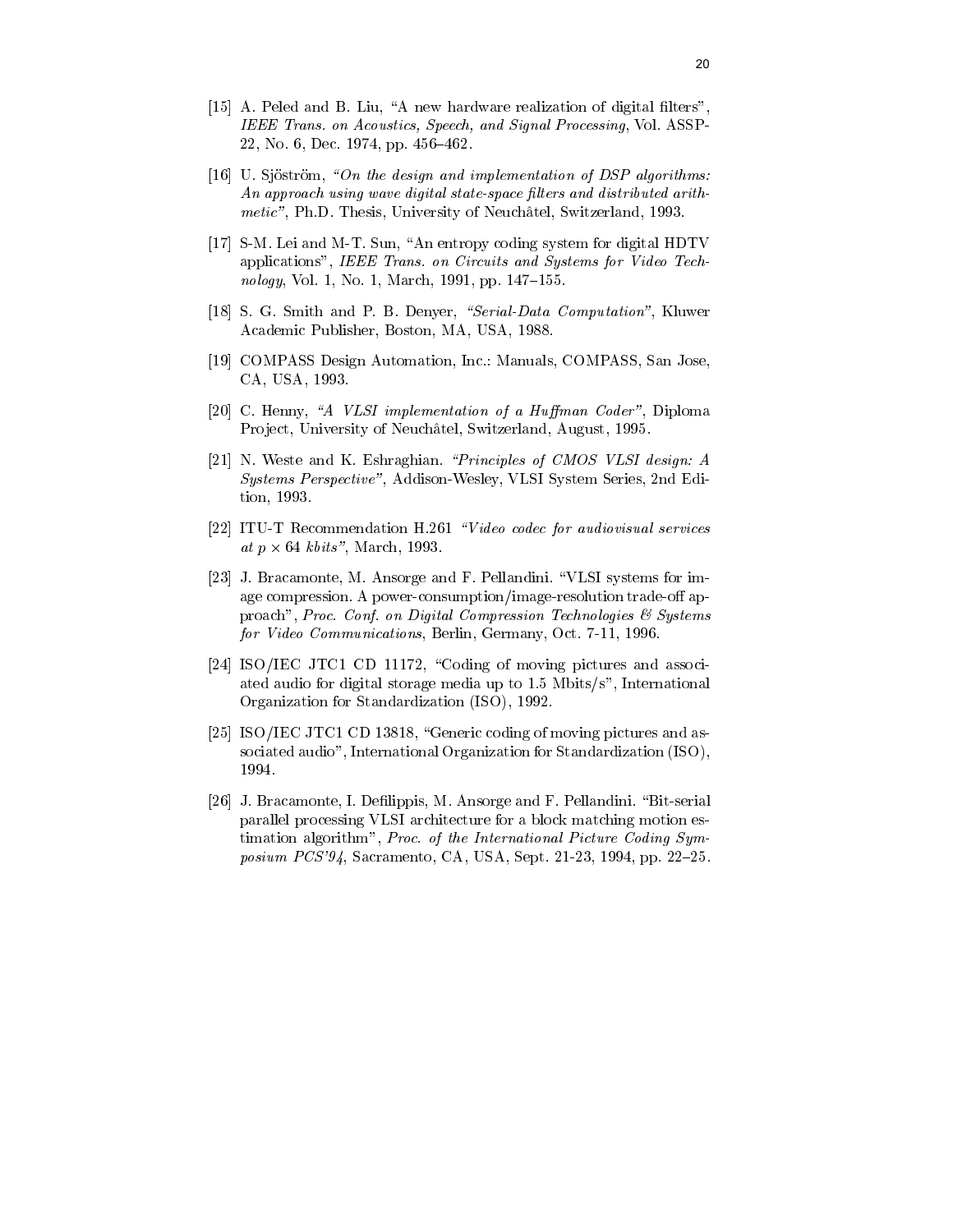[15] A. Peled and B. Liu, "A new hardware realization of digital filters", *IEEE Trans. on Acoustics, Speech, and Signal Processing*, Vol. ASSP-22, No. 6, Dec. 1974, pp. 456–462.

[16] U. Sjöström, *"On the design and implementation of DSP algorithms: An approach using wave digital state-space filters and distributed arithmetic"*, Ph.D. Thesis, University of Neuchâtel, Switzerland, 1993.

[17] S-M. Lei and M-T. Sun, "An entropy coding system for digital HDTV applications", *IEEE Trans. on Circuits and Systems for Video Technology*, Vol. 1, No. 1, March, 1991, pp. 147–155.

[18] S. G. Smith and P. B. Denyer, *"Serial-Data Computation"*, Kluwer Academic Publisher, Boston, MA, USA, 1988.

[19] COMPASS Design Automation, Inc.: Manuals, COMPASS, San Jose, CA, USA, 1993.

[20] C. Henny, *"A VLSI implementation of a Huffman Coder"*, Diploma Project, University of Neuchâtel, Switzerland, August, 1995.

[21] N. Weste and K. Eshraghian. *"Principles of CMOS VLSI design: A Systems Perspective"*, Addison-Wesley, VLSI System Series, 2nd Edition, 1993.

[22] ITU-T Recommendation H.261 *"Video codec for audiovisual services at $p \times 64$ kbits"*, March, 1993.

[23] J. Bracamonte, M. Ansorge and F. Pellandini. "VLSI systems for image compression. A power-consumption/image-resolution trade-off approach", *Proc. Conf. on Digital Compression Technologies & Systems for Video Communications*, Berlin, Germany, Oct. 7-11, 1996.

[24] ISO/IEC JTC1 CD 11172, "Coding of moving pictures and associated audio for digital storage media up to 1.5 Mbits/s", International Organization for Standardization (ISO), 1992.

[25] ISO/IEC JTC1 CD 13818, "Generic coding of moving pictures and associated audio", International Organization for Standardization (ISO), 1994.

[26] J. Bracamonte, I. Defilippis, M. Ansorge and F. Pellandini. "Bit-serial parallel processing VLSI architecture for a block matching motion estimation algorithm", *Proc. of the International Picture Coding Symposium PCS'94*, Sacramento, CA, USA, Sept. 21-23, 1994, pp. 22–25.